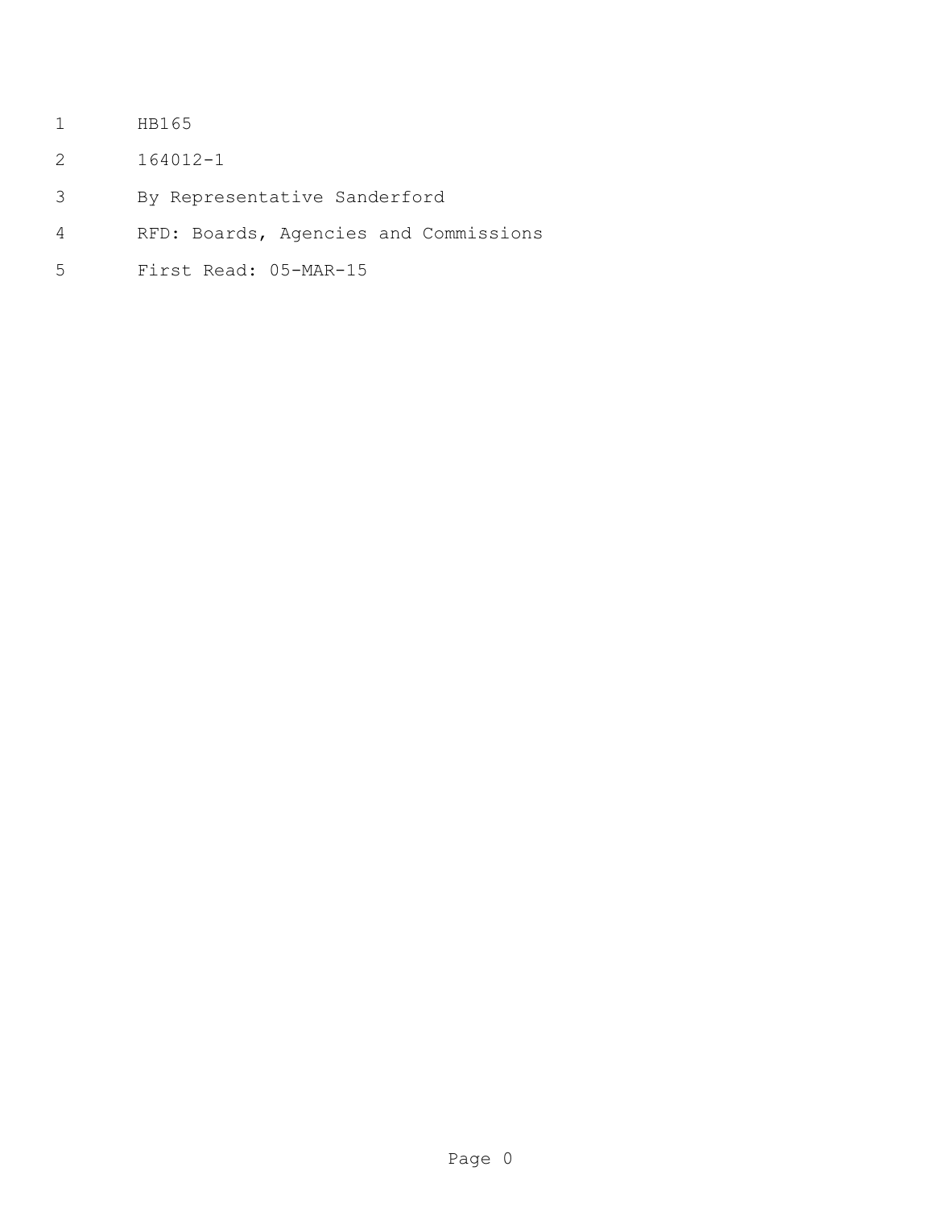HB165

164012-1

By Representative Sanderford

RFD: Boards, Agencies and Commissions

First Read: 05-MAR-15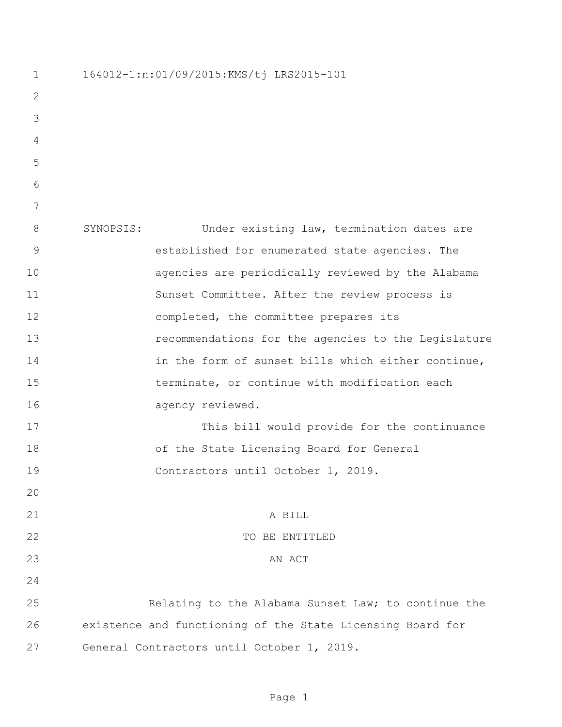164012-1:n:01/09/2015:KMS/tj LRS2015-101

SYNOPSIS: Under existing law, termination dates are established for enumerated state agencies. The agencies are periodically reviewed by the Alabama Sunset Committee. After the review process is completed, the committee prepares its recommendations for the agencies to the Legislature in the form of sunset bills which either continue, terminate, or continue with modification each agency reviewed.

This bill would provide for the continuance of the State Licensing Board for General Contractors until October 1, 2019.

A BILL

TO BE ENTITLED

AN ACT

Relating to the Alabama Sunset Law; to continue the existence and functioning of the State Licensing Board for General Contractors until October 1, 2019.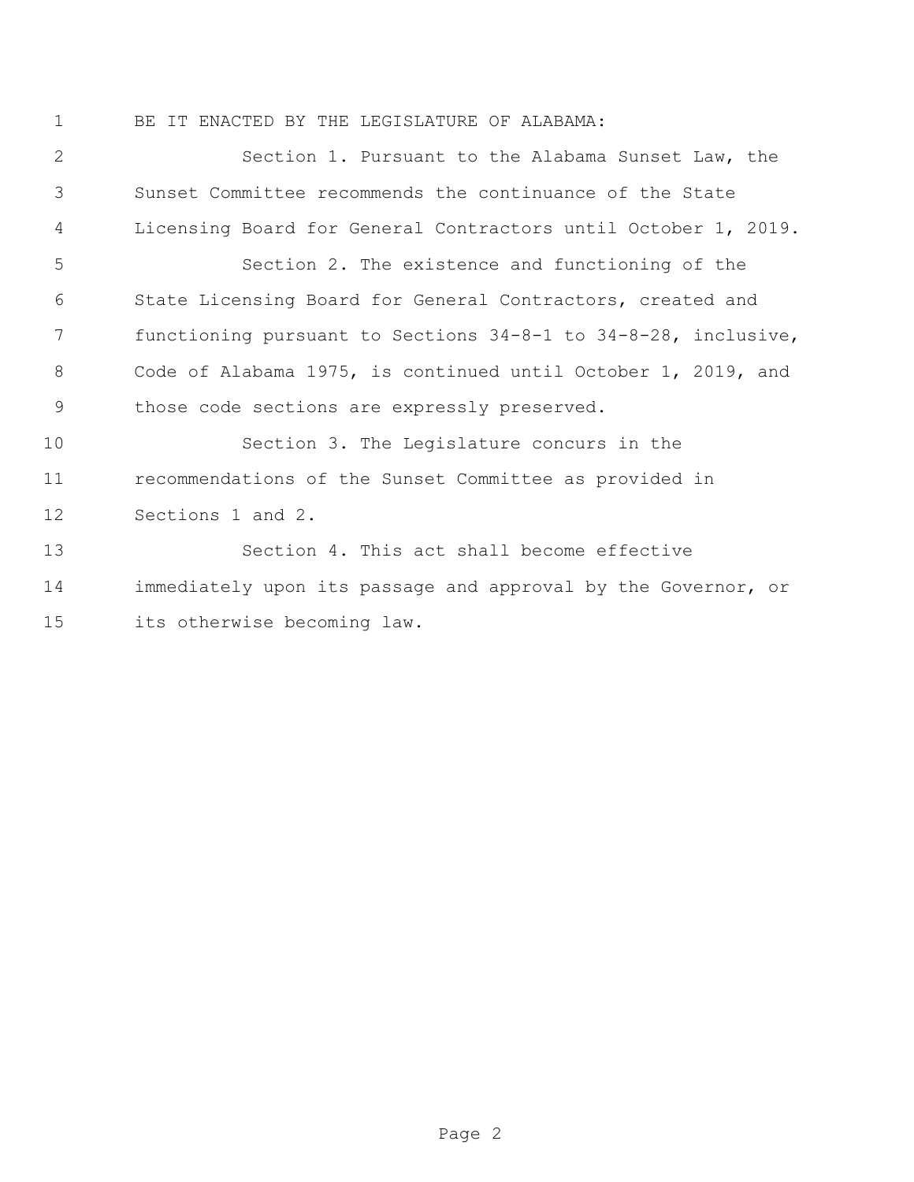BE IT ENACTED BY THE LEGISLATURE OF ALABAMA:

Section 1. Pursuant to the Alabama Sunset Law, the Sunset Committee recommends the continuance of the State Licensing Board for General Contractors until October 1, 2019.

Section 2. The existence and functioning of the State Licensing Board for General Contractors, created and functioning pursuant to Sections 34-8-1 to 34-8-28, inclusive, Code of Alabama 1975, is continued until October 1, 2019, and those code sections are expressly preserved.

Section 3. The Legislature concurs in the recommendations of the Sunset Committee as provided in Sections 1 and 2.

Section 4. This act shall become effective immediately upon its passage and approval by the Governor, or its otherwise becoming law.